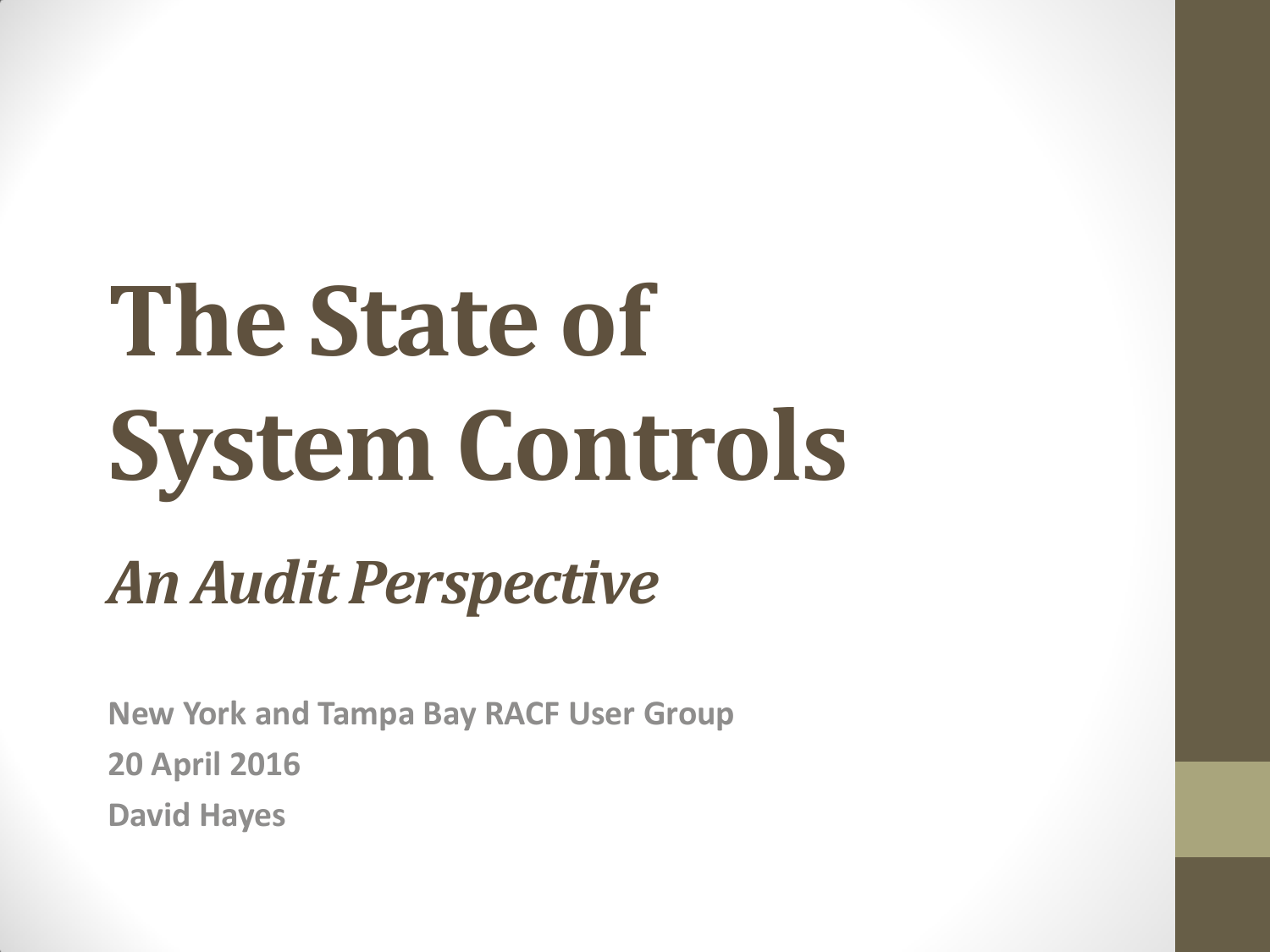# The State of System Controls

## *An Audit Perspective*

**New York and Tampa Bay RACF User Group**

**20 April 2016**

**David Hayes**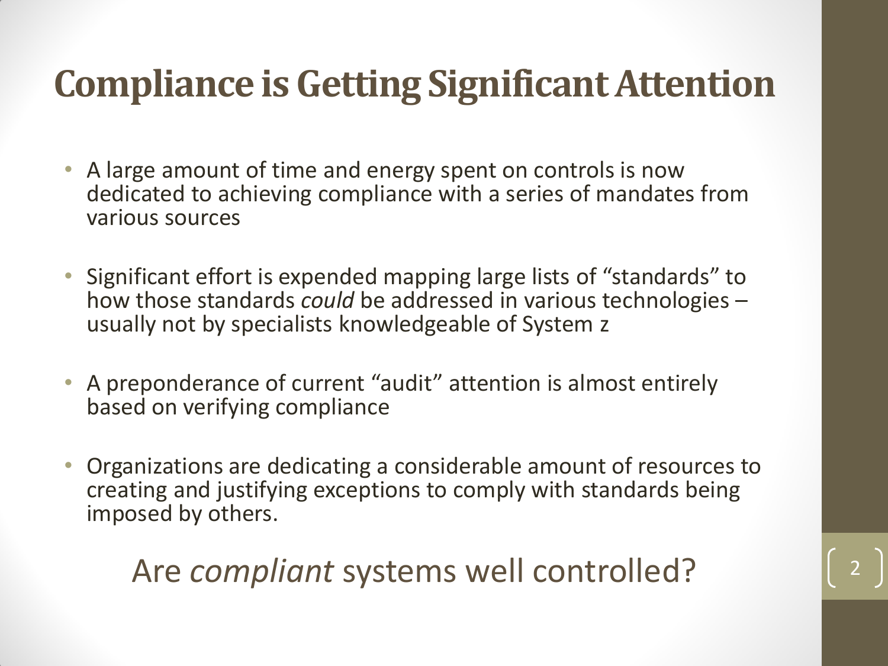# Compliance is Getting Significant Attention

- A large amount of time and energy spent on controls is now dedicated to achieving compliance with a series of mandates from various sources
- Significant effort is expended mapping large lists of “standards” to how those standards *could* be addressed in various technologies – usually not by specialists knowledgeable of System z
- A preponderance of current “audit” attention is almost entirely based on verifying compliance
- Organizations are dedicating a considerable amount of resources to creating and justifying exceptions to comply with standards being imposed by others.

Are *compliant* systems well controlled?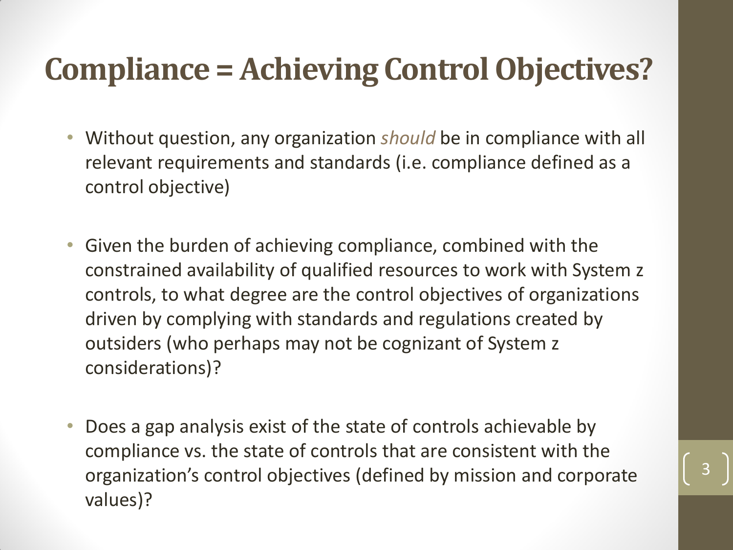# Compliance = Achieving Control Objectives?

- Without question, any organization *should* be in compliance with all relevant requirements and standards (i.e. compliance defined as a control objective)

- Given the burden of achieving compliance, combined with the constrained availability of qualified resources to work with System z controls, to what degree are the control objectives of organizations driven by complying with standards and regulations created by outsiders (who perhaps may not be cognizant of System z considerations)?

- Does a gap analysis exist of the state of controls achievable by compliance vs. the state of controls that are consistent with the organization's control objectives (defined by mission and corporate values)?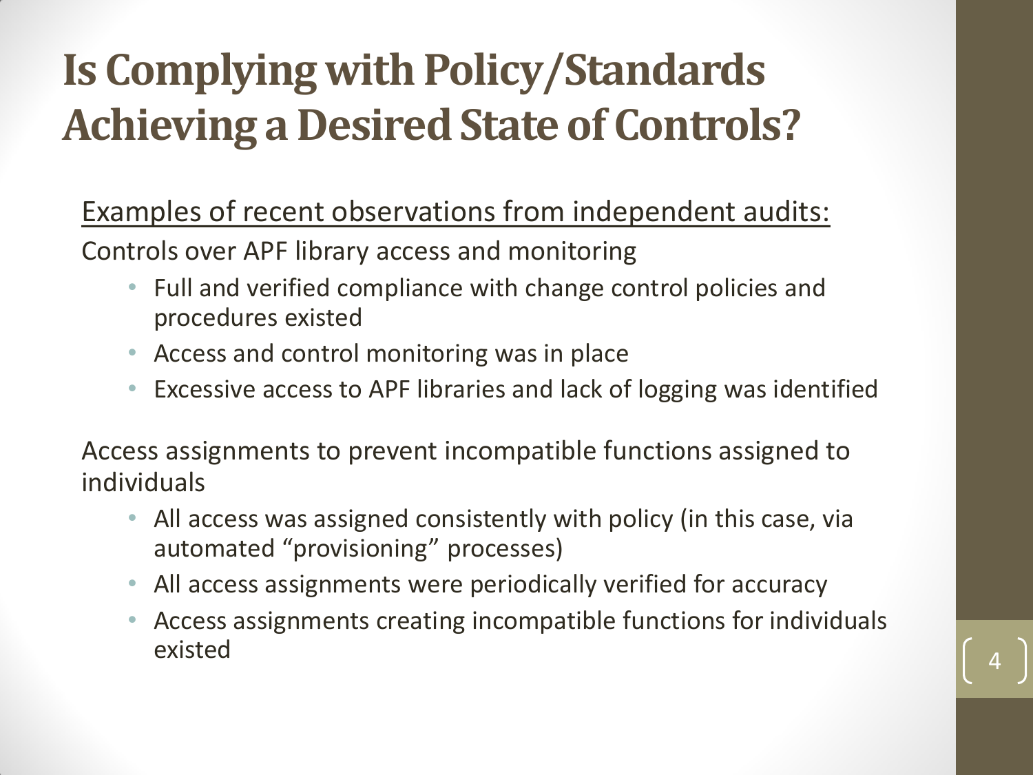# Is Complying with Policy/Standards Achieving a Desired State of Controls?

<u>Examples of recent observations from independent audits:</u>

Controls over APF library access and monitoring

- Full and verified compliance with change control policies and procedures existed
- Access and control monitoring was in place
- Excessive access to APF libraries and lack of logging was identified

Access assignments to prevent incompatible functions assigned to individuals

- All access was assigned consistently with policy (in this case, via automated "provisioning" processes)
- All access assignments were periodically verified for accuracy
- Access assignments creating incompatible functions for individuals existed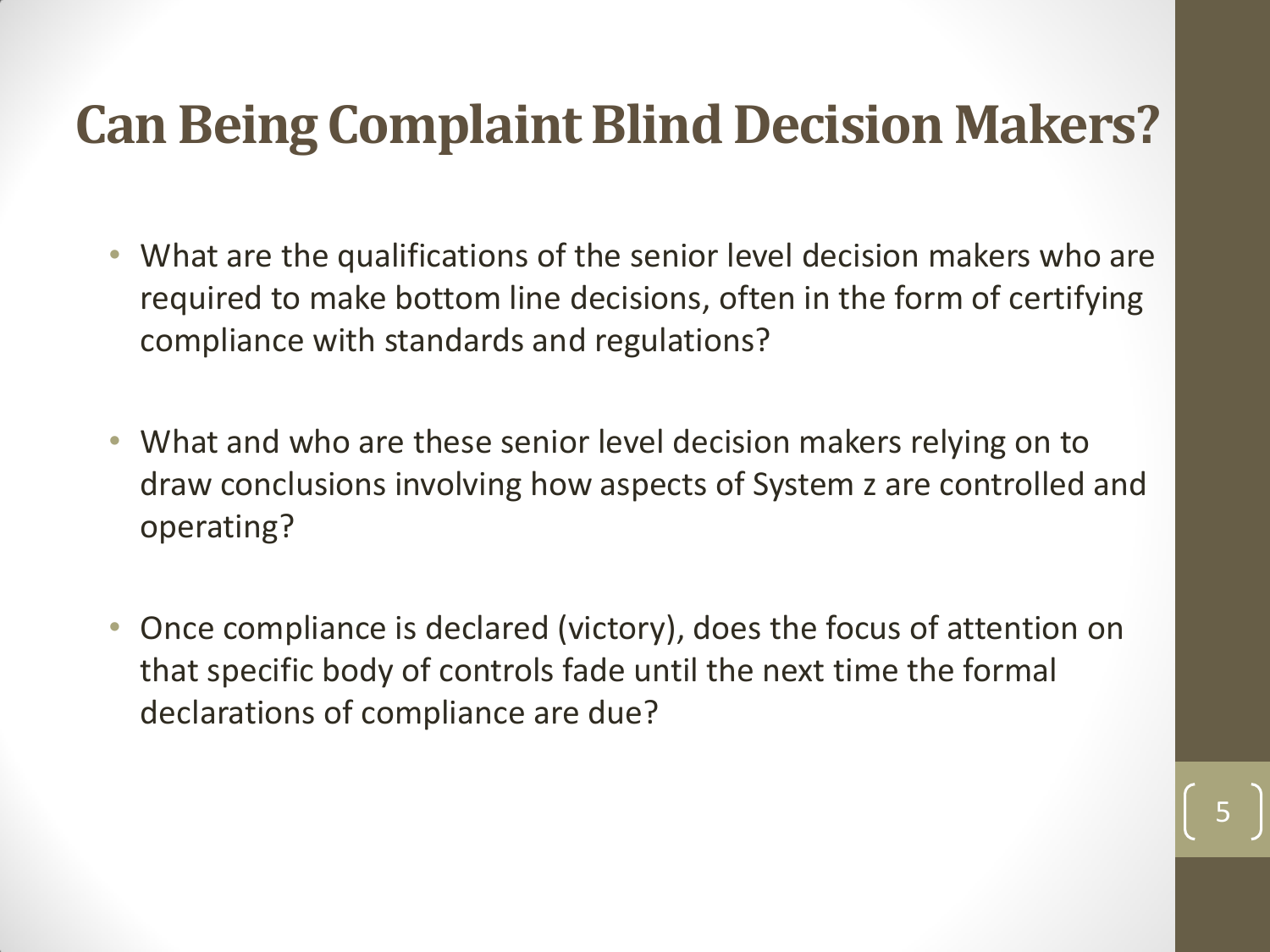# Can Being Complaint Blind Decision Makers?

- What are the qualifications of the senior level decision makers who are required to make bottom line decisions, often in the form of certifying compliance with standards and regulations?
- What and who are these senior level decision makers relying on to draw conclusions involving how aspects of System z are controlled and operating?
- Once compliance is declared (victory), does the focus of attention on that specific body of controls fade until the next time the formal declarations of compliance are due?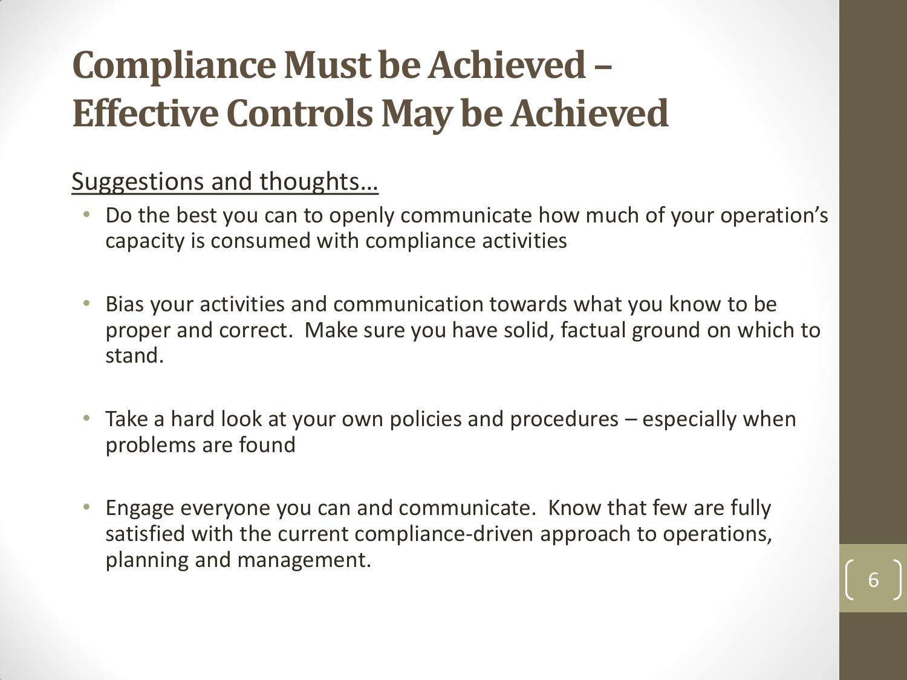# Compliance Must be Achieved – Effective Controls May be Achieved

Suggestions and thoughts…

- Do the best you can to openly communicate how much of your operation's capacity is consumed with compliance activities
- Bias your activities and communication towards what you know to be proper and correct.  Make sure you have solid, factual ground on which to stand.
- Take a hard look at your own policies and procedures – especially when problems are found
- Engage everyone you can and communicate.  Know that few are fully satisfied with the current compliance-driven approach to operations, planning and management.